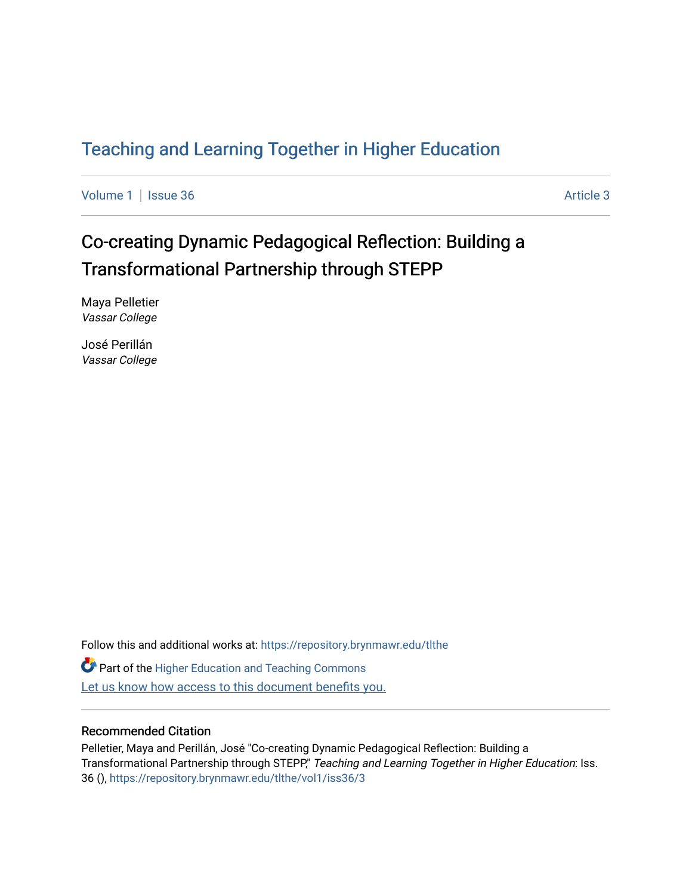# Teaching and Learning Together in Higher Education

Volume 1 | Issue 36 — Article 3

## Co-creating Dynamic Pedagogical Reflection: Building a Transformational Partnership through STEPP

Maya Pelletier
*Vassar College*

José Perillán
*Vassar College*

Follow this and additional works at: https://repository.brynmawr.edu/tlthe

Part of the Higher Education and Teaching Commons

Let us know how access to this document benefits you.

### Recommended Citation

Pelletier, Maya and Perillán, José "Co-creating Dynamic Pedagogical Reflection: Building a Transformational Partnership through STEPP," *Teaching and Learning Together in Higher Education*: Iss. 36 (), https://repository.brynmawr.edu/tlthe/vol1/iss36/3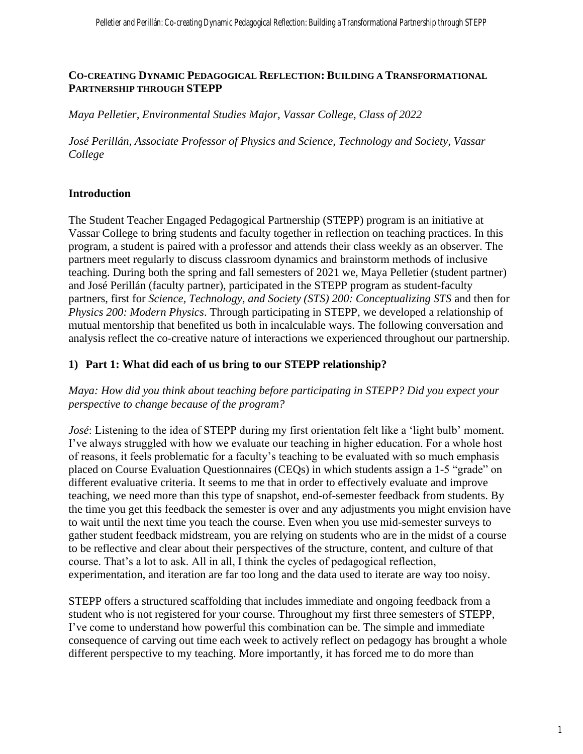**CO-CREATING DYNAMIC PEDAGOGICAL REFLECTION: BUILDING A TRANSFORMATIONAL PARTNERSHIP THROUGH STEPP**

*Maya Pelletier, Environmental Studies Major, Vassar College, Class of 2022*

*José Perillán, Associate Professor of Physics and Science, Technology and Society, Vassar College*

## Introduction

The Student Teacher Engaged Pedagogical Partnership (STEPP) program is an initiative at Vassar College to bring students and faculty together in reflection on teaching practices. In this program, a student is paired with a professor and attends their class weekly as an observer. The partners meet regularly to discuss classroom dynamics and brainstorm methods of inclusive teaching. During both the spring and fall semesters of 2021 we, Maya Pelletier (student partner) and José Perillán (faculty partner), participated in the STEPP program as student-faculty partners, first for *Science, Technology, and Society (STS) 200: Conceptualizing STS* and then for *Physics 200: Modern Physics*. Through participating in STEPP, we developed a relationship of mutual mentorship that benefited us both in incalculable ways. The following conversation and analysis reflect the co-creative nature of interactions we experienced throughout our partnership.

## 1) Part 1: What did each of us bring to our STEPP relationship?

*Maya: How did you think about teaching before participating in STEPP? Did you expect your perspective to change because of the program?*

*José*: Listening to the idea of STEPP during my first orientation felt like a 'light bulb' moment. I've always struggled with how we evaluate our teaching in higher education. For a whole host of reasons, it feels problematic for a faculty's teaching to be evaluated with so much emphasis placed on Course Evaluation Questionnaires (CEQs) in which students assign a 1-5 "grade" on different evaluative criteria. It seems to me that in order to effectively evaluate and improve teaching, we need more than this type of snapshot, end-of-semester feedback from students. By the time you get this feedback the semester is over and any adjustments you might envision have to wait until the next time you teach the course. Even when you use mid-semester surveys to gather student feedback midstream, you are relying on students who are in the midst of a course to be reflective and clear about their perspectives of the structure, content, and culture of that course. That's a lot to ask. All in all, I think the cycles of pedagogical reflection, experimentation, and iteration are far too long and the data used to iterate are way too noisy.

STEPP offers a structured scaffolding that includes immediate and ongoing feedback from a student who is not registered for your course. Throughout my first three semesters of STEPP, I've come to understand how powerful this combination can be. The simple and immediate consequence of carving out time each week to actively reflect on pedagogy has brought a whole different perspective to my teaching. More importantly, it has forced me to do more than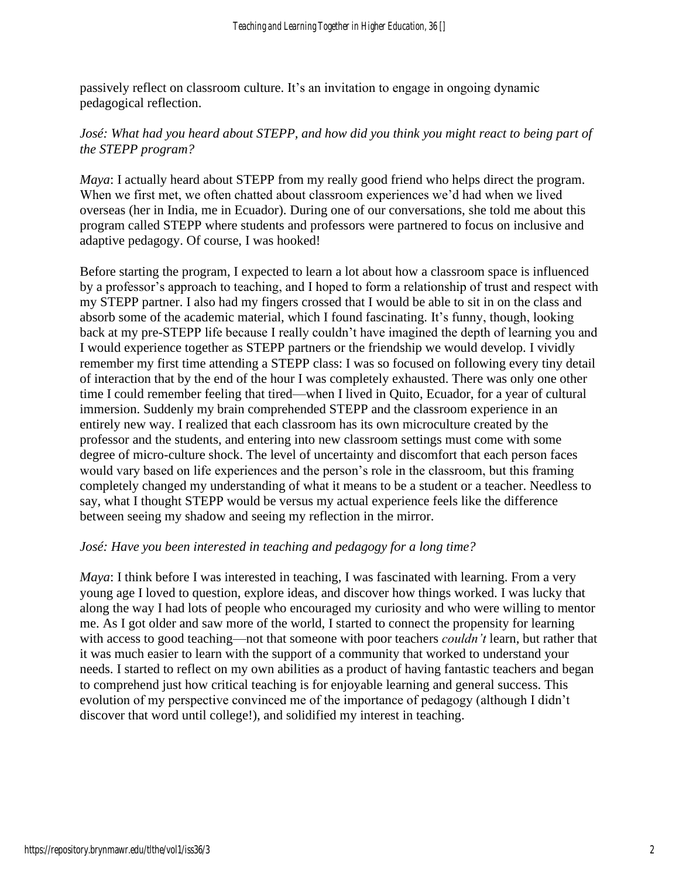passively reflect on classroom culture. It's an invitation to engage in ongoing dynamic pedagogical reflection.

*José: What had you heard about STEPP, and how did you think you might react to being part of the STEPP program?*

*Maya*: I actually heard about STEPP from my really good friend who helps direct the program. When we first met, we often chatted about classroom experiences we'd had when we lived overseas (her in India, me in Ecuador). During one of our conversations, she told me about this program called STEPP where students and professors were partnered to focus on inclusive and adaptive pedagogy. Of course, I was hooked!

Before starting the program, I expected to learn a lot about how a classroom space is influenced by a professor's approach to teaching, and I hoped to form a relationship of trust and respect with my STEPP partner. I also had my fingers crossed that I would be able to sit in on the class and absorb some of the academic material, which I found fascinating. It's funny, though, looking back at my pre-STEPP life because I really couldn't have imagined the depth of learning you and I would experience together as STEPP partners or the friendship we would develop. I vividly remember my first time attending a STEPP class: I was so focused on following every tiny detail of interaction that by the end of the hour I was completely exhausted. There was only one other time I could remember feeling that tired—when I lived in Quito, Ecuador, for a year of cultural immersion. Suddenly my brain comprehended STEPP and the classroom experience in an entirely new way. I realized that each classroom has its own microculture created by the professor and the students, and entering into new classroom settings must come with some degree of micro-culture shock. The level of uncertainty and discomfort that each person faces would vary based on life experiences and the person's role in the classroom, but this framing completely changed my understanding of what it means to be a student or a teacher. Needless to say, what I thought STEPP would be versus my actual experience feels like the difference between seeing my shadow and seeing my reflection in the mirror.

*José: Have you been interested in teaching and pedagogy for a long time?*

*Maya*: I think before I was interested in teaching, I was fascinated with learning. From a very young age I loved to question, explore ideas, and discover how things worked. I was lucky that along the way I had lots of people who encouraged my curiosity and who were willing to mentor me. As I got older and saw more of the world, I started to connect the propensity for learning with access to good teaching—not that someone with poor teachers *couldn't* learn, but rather that it was much easier to learn with the support of a community that worked to understand your needs. I started to reflect on my own abilities as a product of having fantastic teachers and began to comprehend just how critical teaching is for enjoyable learning and general success. This evolution of my perspective convinced me of the importance of pedagogy (although I didn't discover that word until college!), and solidified my interest in teaching.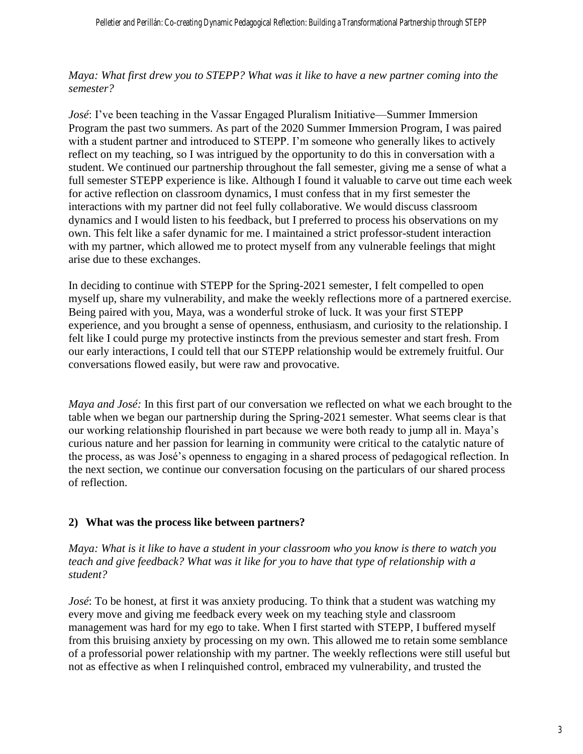*Maya: What first drew you to STEPP? What was it like to have a new partner coming into the semester?*

*José*: I've been teaching in the Vassar Engaged Pluralism Initiative—Summer Immersion Program the past two summers. As part of the 2020 Summer Immersion Program, I was paired with a student partner and introduced to STEPP. I'm someone who generally likes to actively reflect on my teaching, so I was intrigued by the opportunity to do this in conversation with a student. We continued our partnership throughout the fall semester, giving me a sense of what a full semester STEPP experience is like. Although I found it valuable to carve out time each week for active reflection on classroom dynamics, I must confess that in my first semester the interactions with my partner did not feel fully collaborative. We would discuss classroom dynamics and I would listen to his feedback, but I preferred to process his observations on my own. This felt like a safer dynamic for me. I maintained a strict professor-student interaction with my partner, which allowed me to protect myself from any vulnerable feelings that might arise due to these exchanges.

In deciding to continue with STEPP for the Spring-2021 semester, I felt compelled to open myself up, share my vulnerability, and make the weekly reflections more of a partnered exercise. Being paired with you, Maya, was a wonderful stroke of luck. It was your first STEPP experience, and you brought a sense of openness, enthusiasm, and curiosity to the relationship. I felt like I could purge my protective instincts from the previous semester and start fresh. From our early interactions, I could tell that our STEPP relationship would be extremely fruitful. Our conversations flowed easily, but were raw and provocative.

*Maya and José:* In this first part of our conversation we reflected on what we each brought to the table when we began our partnership during the Spring-2021 semester. What seems clear is that our working relationship flourished in part because we were both ready to jump all in. Maya's curious nature and her passion for learning in community were critical to the catalytic nature of the process, as was José's openness to engaging in a shared process of pedagogical reflection. In the next section, we continue our conversation focusing on the particulars of our shared process of reflection.

## 2) What was the process like between partners?

*Maya: What is it like to have a student in your classroom who you know is there to watch you teach and give feedback? What was it like for you to have that type of relationship with a student?*

*José*: To be honest, at first it was anxiety producing. To think that a student was watching my every move and giving me feedback every week on my teaching style and classroom management was hard for my ego to take. When I first started with STEPP, I buffered myself from this bruising anxiety by processing on my own. This allowed me to retain some semblance of a professorial power relationship with my partner. The weekly reflections were still useful but not as effective as when I relinquished control, embraced my vulnerability, and trusted the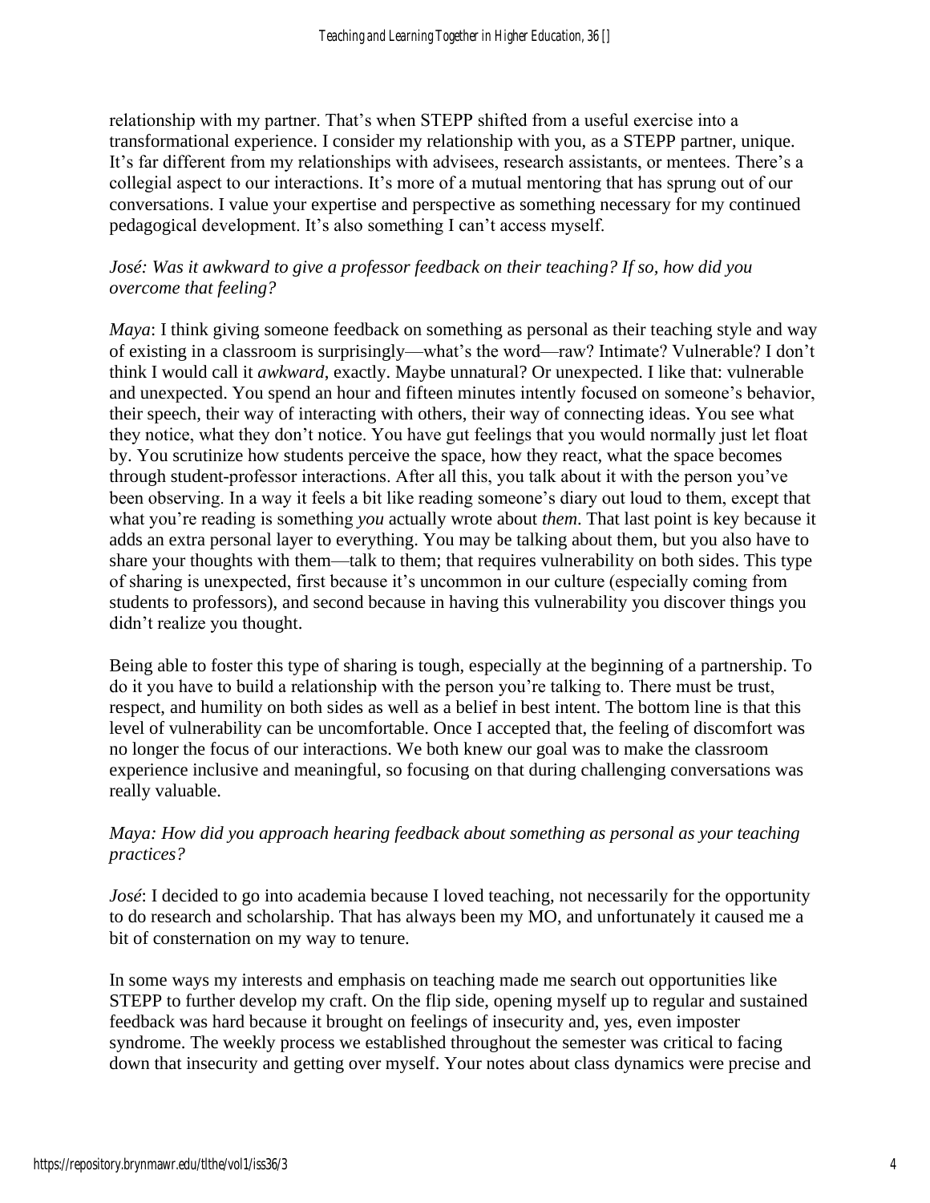relationship with my partner. That's when STEPP shifted from a useful exercise into a transformational experience. I consider my relationship with you, as a STEPP partner, unique. It's far different from my relationships with advisees, research assistants, or mentees. There's a collegial aspect to our interactions. It's more of a mutual mentoring that has sprung out of our conversations. I value your expertise and perspective as something necessary for my continued pedagogical development. It's also something I can't access myself.

*José: Was it awkward to give a professor feedback on their teaching? If so, how did you overcome that feeling?*

*Maya*: I think giving someone feedback on something as personal as their teaching style and way of existing in a classroom is surprisingly—what's the word—raw? Intimate? Vulnerable? I don't think I would call it *awkward*, exactly. Maybe unnatural? Or unexpected. I like that: vulnerable and unexpected. You spend an hour and fifteen minutes intently focused on someone's behavior, their speech, their way of interacting with others, their way of connecting ideas. You see what they notice, what they don't notice. You have gut feelings that you would normally just let float by. You scrutinize how students perceive the space, how they react, what the space becomes through student-professor interactions. After all this, you talk about it with the person you've been observing. In a way it feels a bit like reading someone's diary out loud to them, except that what you're reading is something *you* actually wrote about *them*. That last point is key because it adds an extra personal layer to everything. You may be talking about them, but you also have to share your thoughts with them—talk to them; that requires vulnerability on both sides. This type of sharing is unexpected, first because it's uncommon in our culture (especially coming from students to professors), and second because in having this vulnerability you discover things you didn't realize you thought.

Being able to foster this type of sharing is tough, especially at the beginning of a partnership. To do it you have to build a relationship with the person you're talking to. There must be trust, respect, and humility on both sides as well as a belief in best intent. The bottom line is that this level of vulnerability can be uncomfortable. Once I accepted that, the feeling of discomfort was no longer the focus of our interactions. We both knew our goal was to make the classroom experience inclusive and meaningful, so focusing on that during challenging conversations was really valuable.

*Maya: How did you approach hearing feedback about something as personal as your teaching practices?*

*José*: I decided to go into academia because I loved teaching, not necessarily for the opportunity to do research and scholarship. That has always been my MO, and unfortunately it caused me a bit of consternation on my way to tenure.

In some ways my interests and emphasis on teaching made me search out opportunities like STEPP to further develop my craft. On the flip side, opening myself up to regular and sustained feedback was hard because it brought on feelings of insecurity and, yes, even imposter syndrome. The weekly process we established throughout the semester was critical to facing down that insecurity and getting over myself. Your notes about class dynamics were precise and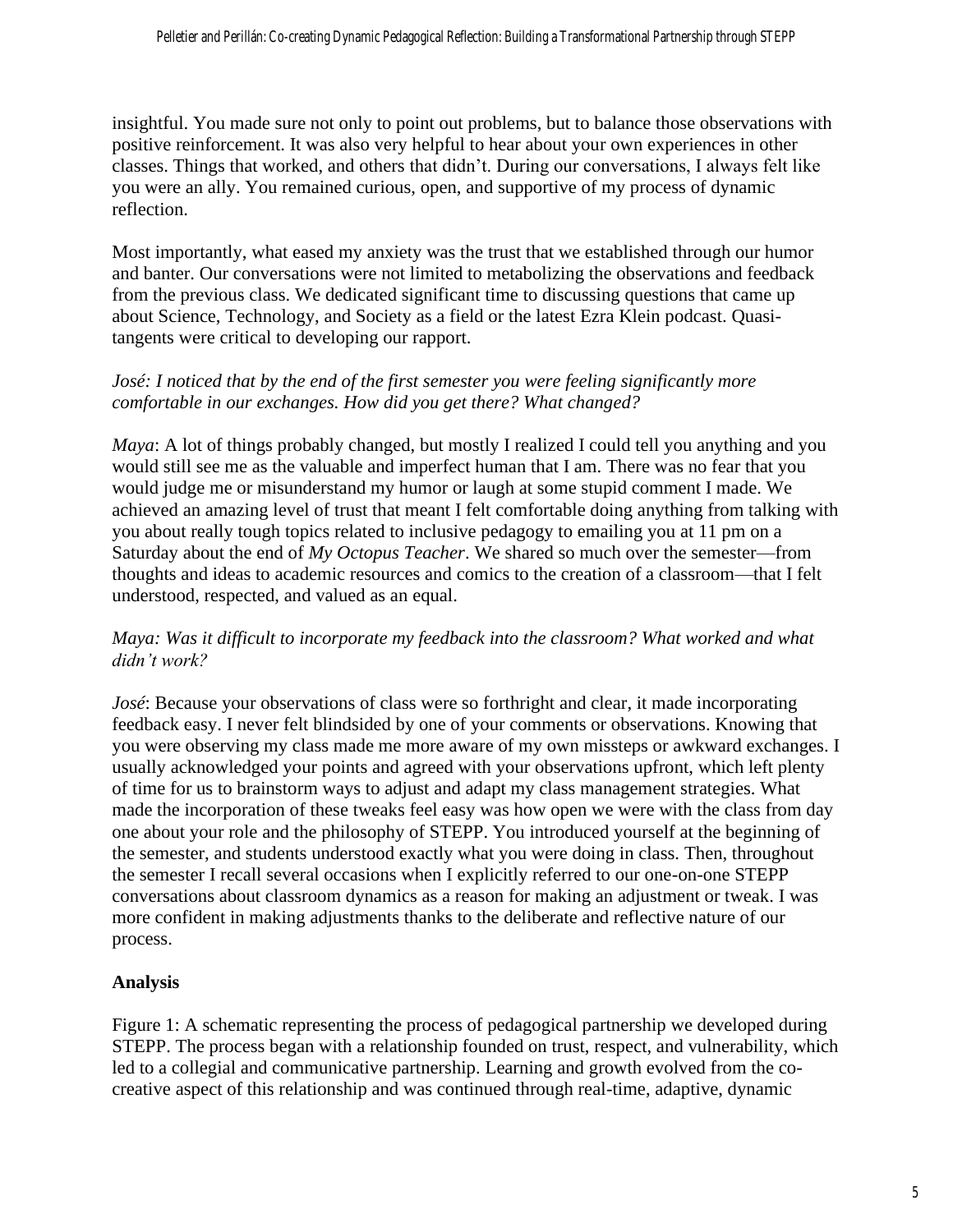insightful. You made sure not only to point out problems, but to balance those observations with positive reinforcement. It was also very helpful to hear about your own experiences in other classes. Things that worked, and others that didn't. During our conversations, I always felt like you were an ally. You remained curious, open, and supportive of my process of dynamic reflection.

Most importantly, what eased my anxiety was the trust that we established through our humor and banter. Our conversations were not limited to metabolizing the observations and feedback from the previous class. We dedicated significant time to discussing questions that came up about Science, Technology, and Society as a field or the latest Ezra Klein podcast. Quasi-tangents were critical to developing our rapport.

*José: I noticed that by the end of the first semester you were feeling significantly more comfortable in our exchanges. How did you get there? What changed?*

*Maya*: A lot of things probably changed, but mostly I realized I could tell you anything and you would still see me as the valuable and imperfect human that I am. There was no fear that you would judge me or misunderstand my humor or laugh at some stupid comment I made. We achieved an amazing level of trust that meant I felt comfortable doing anything from talking with you about really tough topics related to inclusive pedagogy to emailing you at 11 pm on a Saturday about the end of *My Octopus Teacher*. We shared so much over the semester—from thoughts and ideas to academic resources and comics to the creation of a classroom—that I felt understood, respected, and valued as an equal.

*Maya: Was it difficult to incorporate my feedback into the classroom? What worked and what didn't work?*

*José*: Because your observations of class were so forthright and clear, it made incorporating feedback easy. I never felt blindsided by one of your comments or observations. Knowing that you were observing my class made me more aware of my own missteps or awkward exchanges. I usually acknowledged your points and agreed with your observations upfront, which left plenty of time for us to brainstorm ways to adjust and adapt my class management strategies. What made the incorporation of these tweaks feel easy was how open we were with the class from day one about your role and the philosophy of STEPP. You introduced yourself at the beginning of the semester, and students understood exactly what you were doing in class. Then, throughout the semester I recall several occasions when I explicitly referred to our one-on-one STEPP conversations about classroom dynamics as a reason for making an adjustment or tweak. I was more confident in making adjustments thanks to the deliberate and reflective nature of our process.

## Analysis

Figure 1: A schematic representing the process of pedagogical partnership we developed during STEPP. The process began with a relationship founded on trust, respect, and vulnerability, which led to a collegial and communicative partnership. Learning and growth evolved from the co-creative aspect of this relationship and was continued through real-time, adaptive, dynamic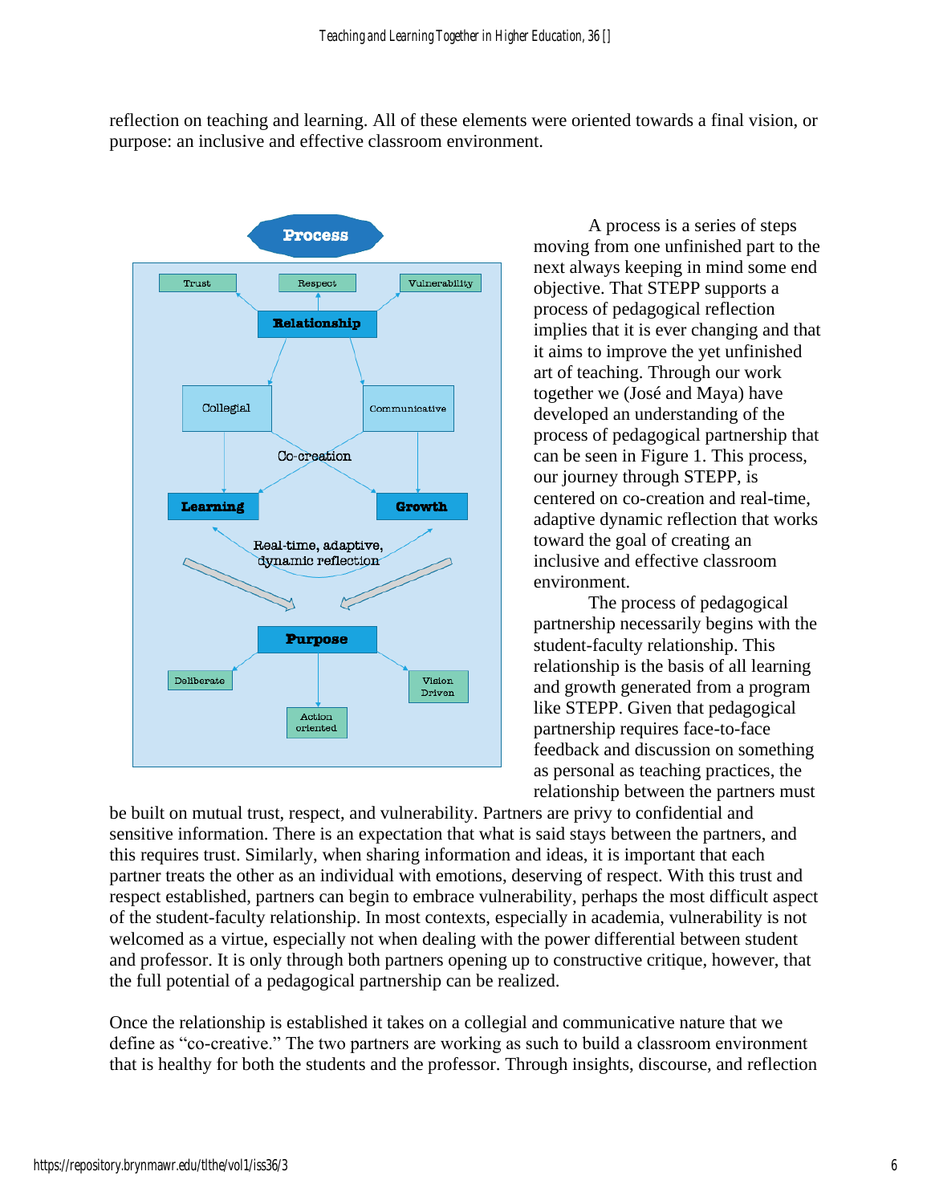reflection on teaching and learning. All of these elements were oriented towards a final vision, or purpose: an inclusive and effective classroom environment.

A process is a series of steps moving from one unfinished part to the next always keeping in mind some end objective. That STEPP supports a process of pedagogical reflection implies that it is ever changing and that it aims to improve the yet unfinished art of teaching. Through our work together we (José and Maya) have developed an understanding of the process of pedagogical partnership that can be seen in Figure 1. This process, our journey through STEPP, is centered on co-creation and real-time, adaptive dynamic reflection that works toward the goal of creating an inclusive and effective classroom environment.

The process of pedagogical partnership necessarily begins with the student-faculty relationship. This relationship is the basis of all learning and growth generated from a program like STEPP. Given that pedagogical partnership requires face-to-face feedback and discussion on something as personal as teaching practices, the relationship between the partners must be built on mutual trust, respect, and vulnerability. Partners are privy to confidential and sensitive information. There is an expectation that what is said stays between the partners, and this requires trust. Similarly, when sharing information and ideas, it is important that each partner treats the other as an individual with emotions, deserving of respect. With this trust and respect established, partners can begin to embrace vulnerability, perhaps the most difficult aspect of the student-faculty relationship. In most contexts, especially in academia, vulnerability is not welcomed as a virtue, especially not when dealing with the power differential between student and professor. It is only through both partners opening up to constructive critique, however, that the full potential of a pedagogical partnership can be realized.

Once the relationship is established it takes on a collegial and communicative nature that we define as "co-creative." The two partners are working as such to build a classroom environment that is healthy for both the students and the professor. Through insights, discourse, and reflection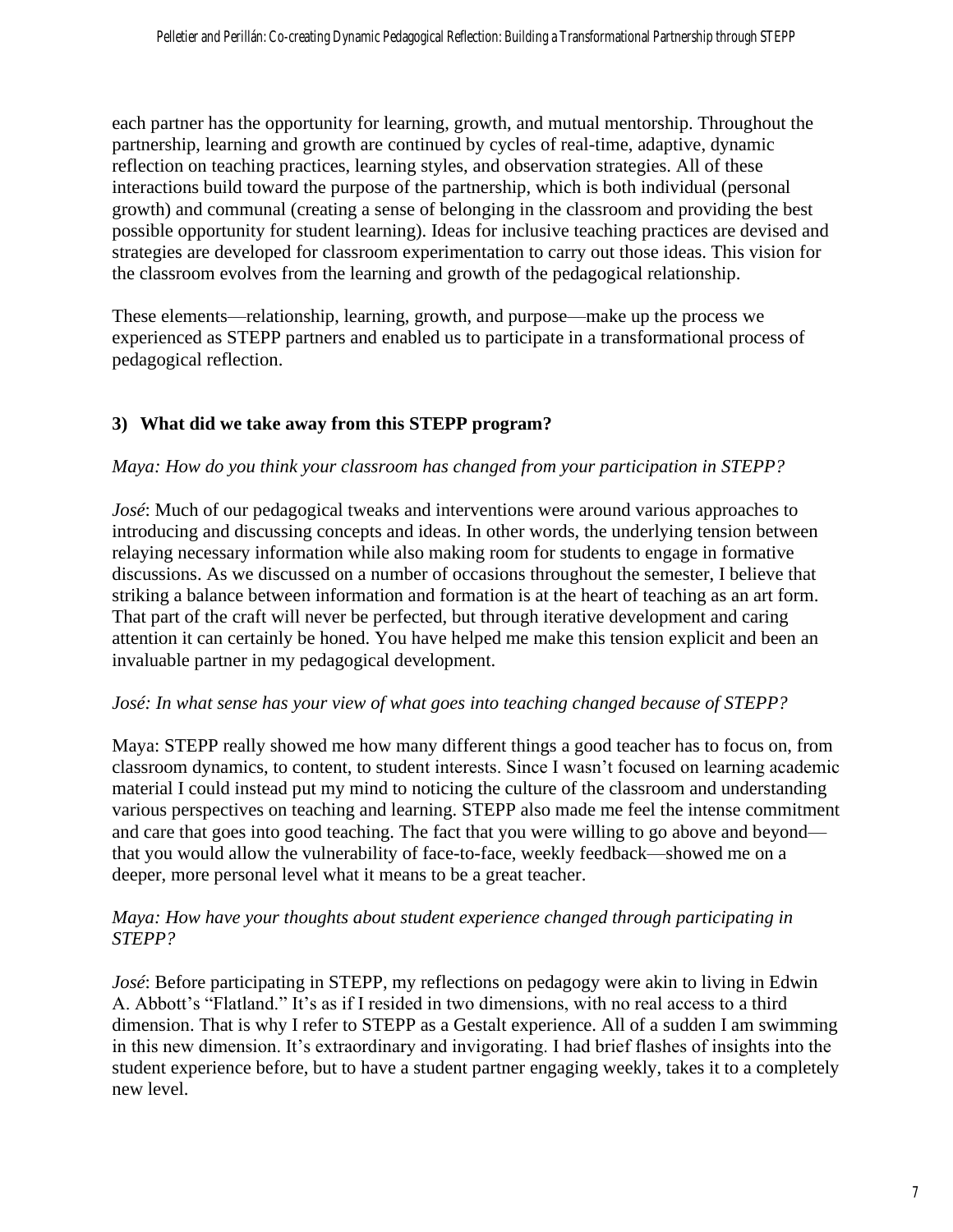each partner has the opportunity for learning, growth, and mutual mentorship. Throughout the partnership, learning and growth are continued by cycles of real-time, adaptive, dynamic reflection on teaching practices, learning styles, and observation strategies. All of these interactions build toward the purpose of the partnership, which is both individual (personal growth) and communal (creating a sense of belonging in the classroom and providing the best possible opportunity for student learning). Ideas for inclusive teaching practices are devised and strategies are developed for classroom experimentation to carry out those ideas. This vision for the classroom evolves from the learning and growth of the pedagogical relationship.

These elements—relationship, learning, growth, and purpose—make up the process we experienced as STEPP partners and enabled us to participate in a transformational process of pedagogical reflection.

### 3) What did we take away from this STEPP program?

*Maya: How do you think your classroom has changed from your participation in STEPP?*

*José*: Much of our pedagogical tweaks and interventions were around various approaches to introducing and discussing concepts and ideas. In other words, the underlying tension between relaying necessary information while also making room for students to engage in formative discussions. As we discussed on a number of occasions throughout the semester, I believe that striking a balance between information and formation is at the heart of teaching as an art form. That part of the craft will never be perfected, but through iterative development and caring attention it can certainly be honed. You have helped me make this tension explicit and been an invaluable partner in my pedagogical development.

*José: In what sense has your view of what goes into teaching changed because of STEPP?*

Maya: STEPP really showed me how many different things a good teacher has to focus on, from classroom dynamics, to content, to student interests. Since I wasn't focused on learning academic material I could instead put my mind to noticing the culture of the classroom and understanding various perspectives on teaching and learning. STEPP also made me feel the intense commitment and care that goes into good teaching. The fact that you were willing to go above and beyond—that you would allow the vulnerability of face-to-face, weekly feedback—showed me on a deeper, more personal level what it means to be a great teacher.

*Maya: How have your thoughts about student experience changed through participating in STEPP?*

*José*: Before participating in STEPP, my reflections on pedagogy were akin to living in Edwin A. Abbott's "Flatland." It's as if I resided in two dimensions, with no real access to a third dimension. That is why I refer to STEPP as a Gestalt experience. All of a sudden I am swimming in this new dimension. It's extraordinary and invigorating. I had brief flashes of insights into the student experience before, but to have a student partner engaging weekly, takes it to a completely new level.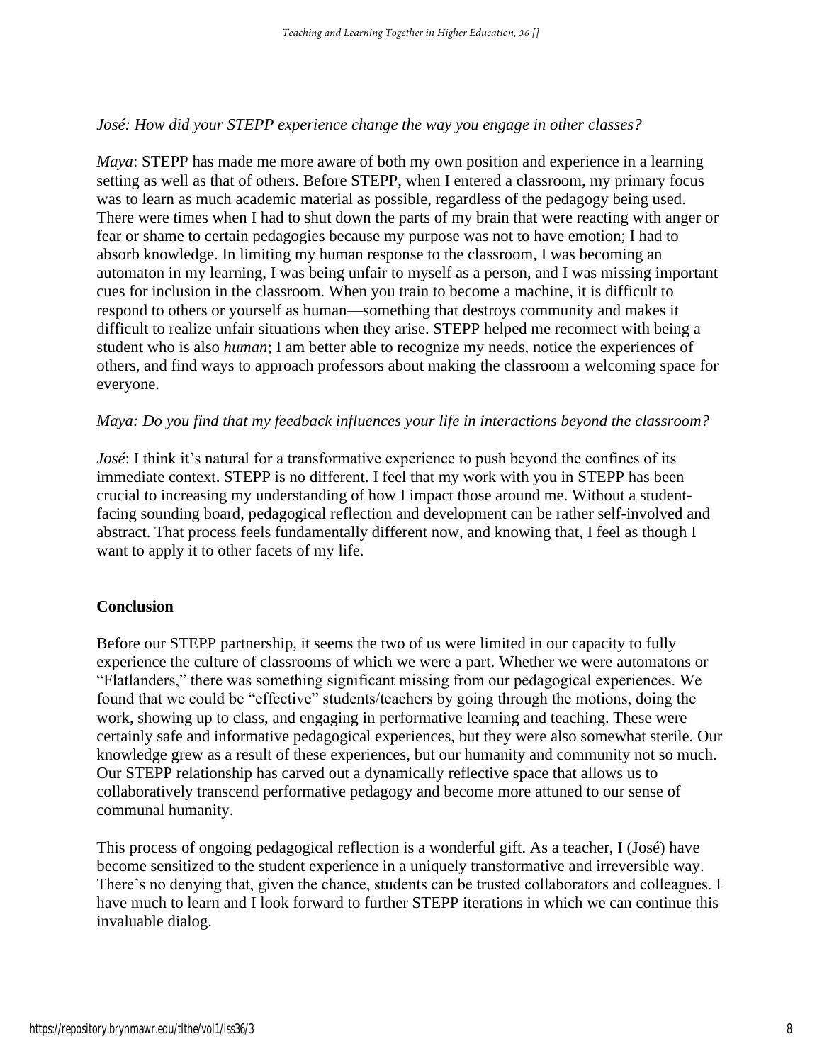*José: How did your STEPP experience change the way you engage in other classes?*

*Maya*: STEPP has made me more aware of both my own position and experience in a learning setting as well as that of others. Before STEPP, when I entered a classroom, my primary focus was to learn as much academic material as possible, regardless of the pedagogy being used. There were times when I had to shut down the parts of my brain that were reacting with anger or fear or shame to certain pedagogies because my purpose was not to have emotion; I had to absorb knowledge. In limiting my human response to the classroom, I was becoming an automaton in my learning, I was being unfair to myself as a person, and I was missing important cues for inclusion in the classroom. When you train to become a machine, it is difficult to respond to others or yourself as human—something that destroys community and makes it difficult to realize unfair situations when they arise. STEPP helped me reconnect with being a student who is also *human*; I am better able to recognize my needs, notice the experiences of others, and find ways to approach professors about making the classroom a welcoming space for everyone.

*Maya: Do you find that my feedback influences your life in interactions beyond the classroom?*

*José*: I think it's natural for a transformative experience to push beyond the confines of its immediate context. STEPP is no different. I feel that my work with you in STEPP has been crucial to increasing my understanding of how I impact those around me. Without a student-facing sounding board, pedagogical reflection and development can be rather self-involved and abstract. That process feels fundamentally different now, and knowing that, I feel as though I want to apply it to other facets of my life.

**Conclusion**

Before our STEPP partnership, it seems the two of us were limited in our capacity to fully experience the culture of classrooms of which we were a part. Whether we were automatons or "Flatlanders," there was something significant missing from our pedagogical experiences. We found that we could be "effective" students/teachers by going through the motions, doing the work, showing up to class, and engaging in performative learning and teaching. These were certainly safe and informative pedagogical experiences, but they were also somewhat sterile. Our knowledge grew as a result of these experiences, but our humanity and community not so much. Our STEPP relationship has carved out a dynamically reflective space that allows us to collaboratively transcend performative pedagogy and become more attuned to our sense of communal humanity.

This process of ongoing pedagogical reflection is a wonderful gift. As a teacher, I (José) have become sensitized to the student experience in a uniquely transformative and irreversible way. There's no denying that, given the chance, students can be trusted collaborators and colleagues. I have much to learn and I look forward to further STEPP iterations in which we can continue this invaluable dialog.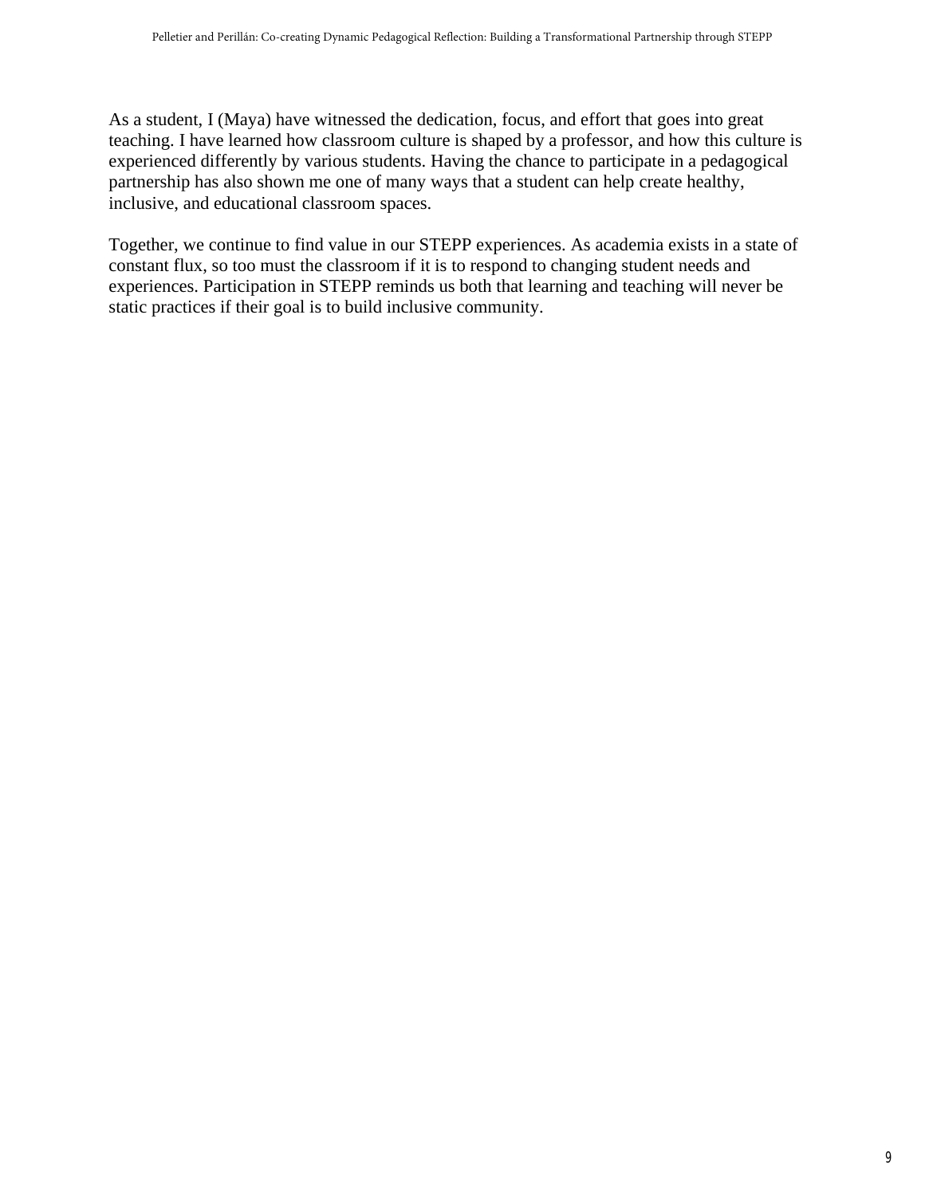As a student, I (Maya) have witnessed the dedication, focus, and effort that goes into great teaching. I have learned how classroom culture is shaped by a professor, and how this culture is experienced differently by various students. Having the chance to participate in a pedagogical partnership has also shown me one of many ways that a student can help create healthy, inclusive, and educational classroom spaces.

Together, we continue to find value in our STEPP experiences. As academia exists in a state of constant flux, so too must the classroom if it is to respond to changing student needs and experiences. Participation in STEPP reminds us both that learning and teaching will never be static practices if their goal is to build inclusive community.